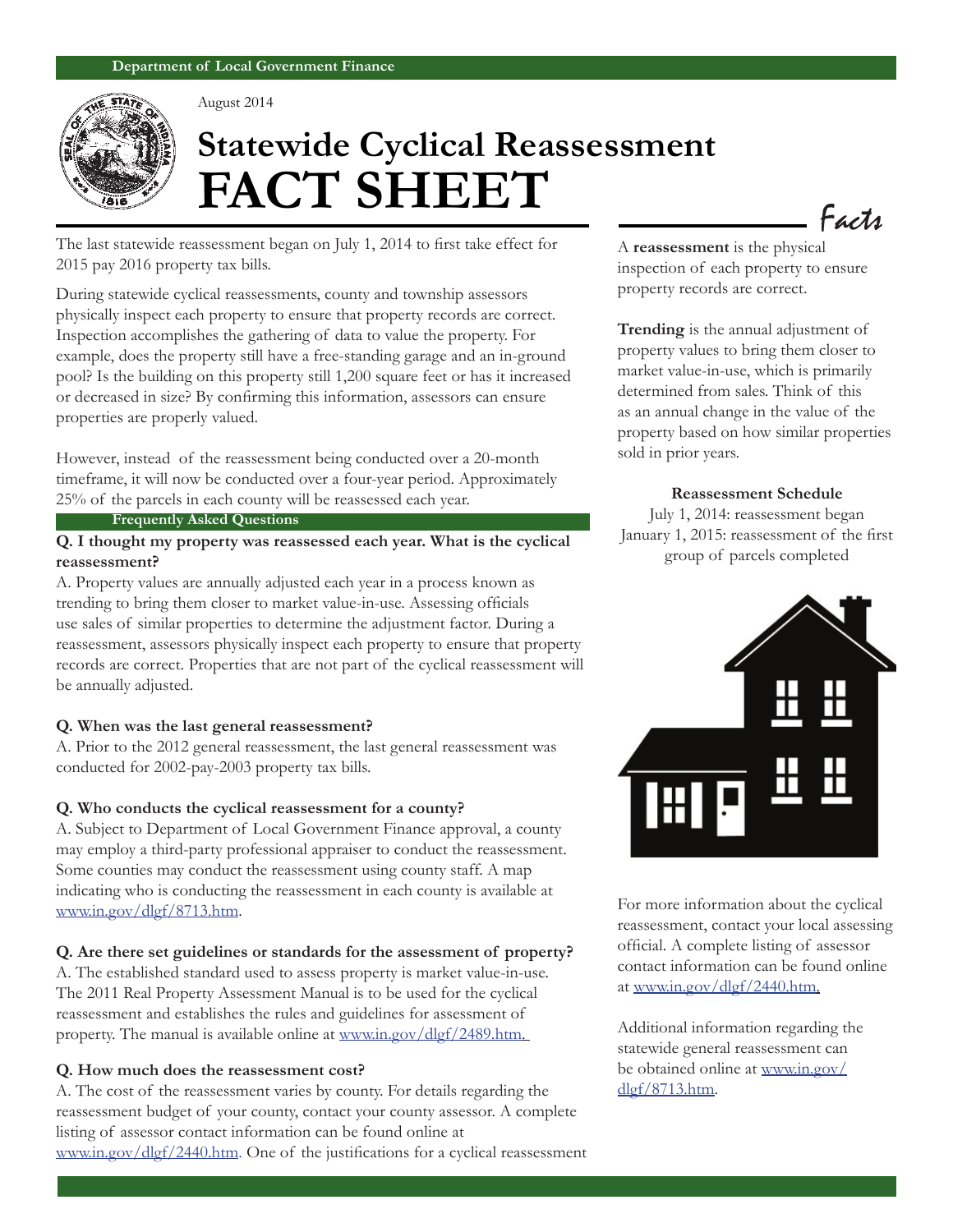Department of Local Government Finance

August 2014

# Statewide Cyclical Reassessment FACT SHEET

The last statewide reassessment began on July 1, 2014 to first take effect for 2015 pay 2016 property tax bills.

During statewide cyclical reassessments, county and township assessors physically inspect each property to ensure that property records are correct. Inspection accomplishes the gathering of data to value the property. For example, does the property still have a free-standing garage and an in-ground pool? Is the building on this property still 1,200 square feet or has it increased or decreased in size? By confirming this information, assessors can ensure properties are properly valued.

However, instead of the reassessment being conducted over a 20-month timeframe, it will now be conducted over a four-year period. Approximately 25% of the parcels in each county will be reassessed each year.

## Frequently Asked Questions

**Q. I thought my property was reassessed each year. What is the cyclical reassessment?**

A. Property values are annually adjusted each year in a process known as trending to bring them closer to market value-in-use. Assessing officials use sales of similar properties to determine the adjustment factor. During a reassessment, assessors physically inspect each property to ensure that property records are correct. Properties that are not part of the cyclical reassessment will be annually adjusted.

**Q. When was the last general reassessment?**

A. Prior to the 2012 general reassessment, the last general reassessment was conducted for 2002-pay-2003 property tax bills.

**Q. Who conducts the cyclical reassessment for a county?**

A. Subject to Department of Local Government Finance approval, a county may employ a third-party professional appraiser to conduct the reassessment. Some counties may conduct the reassessment using county staff. A map indicating who is conducting the reassessment in each county is available at www.in.gov/dlgf/8713.htm.

**Q. Are there set guidelines or standards for the assessment of property?**

A. The established standard used to assess property is market value-in-use. The 2011 Real Property Assessment Manual is to be used for the cyclical reassessment and establishes the rules and guidelines for assessment of property. The manual is available online at www.in.gov/dlgf/2489.htm.

**Q. How much does the reassessment cost?**

A. The cost of the reassessment varies by county. For details regarding the reassessment budget of your county, contact your county assessor. A complete listing of assessor contact information can be found online at www.in.gov/dlgf/2440.htm. One of the justifications for a cyclical reassessment

## Facts

A **reassessment** is the physical inspection of each property to ensure property records are correct.

**Trending** is the annual adjustment of property values to bring them closer to market value-in-use, which is primarily determined from sales. Think of this as an annual change in the value of the property based on how similar properties sold in prior years.

**Reassessment Schedule**

July 1, 2014: reassessment began

January 1, 2015: reassessment of the first group of parcels completed

For more information about the cyclical reassessment, contact your local assessing official. A complete listing of assessor contact information can be found online at www.in.gov/dlgf/2440.htm.

Additional information regarding the statewide general reassessment can be obtained online at www.in.gov/dlgf/8713.htm.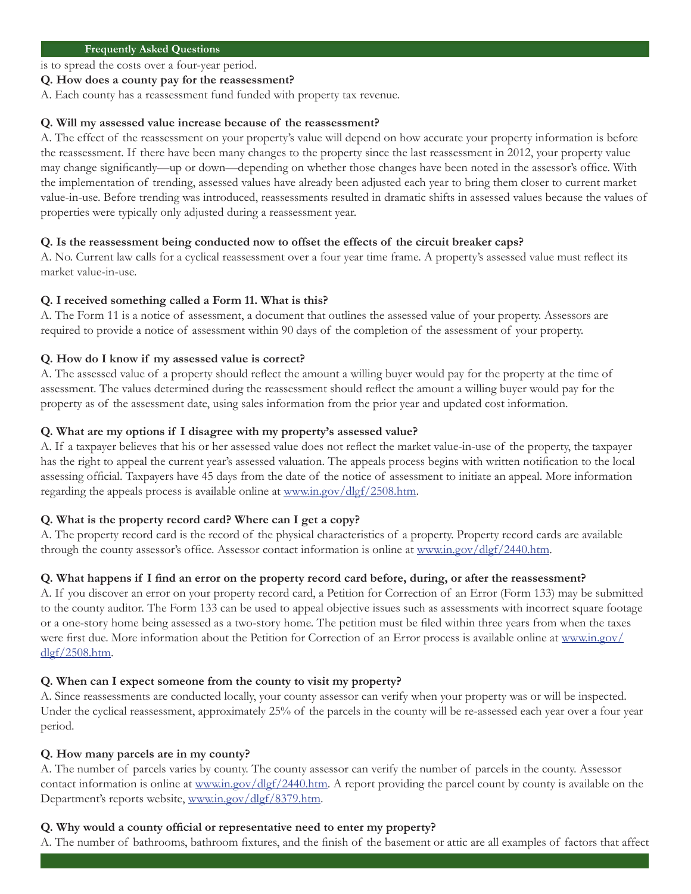is to spread the costs over a four-year period.

**Q. How does a county pay for the reassessment?**

A. Each county has a reassessment fund funded with property tax revenue.

**Q. Will my assessed value increase because of the reassessment?**

A. The effect of the reassessment on your property's value will depend on how accurate your property information is before the reassessment. If there have been many changes to the property since the last reassessment in 2012, your property value may change significantly—up or down—depending on whether those changes have been noted in the assessor's office. With the implementation of trending, assessed values have already been adjusted each year to bring them closer to current market value-in-use. Before trending was introduced, reassessments resulted in dramatic shifts in assessed values because the values of properties were typically only adjusted during a reassessment year.

**Q. Is the reassessment being conducted now to offset the effects of the circuit breaker caps?**

A. No. Current law calls for a cyclical reassessment over a four year time frame. A property's assessed value must reflect its market value-in-use.

**Q. I received something called a Form 11. What is this?**

A. The Form 11 is a notice of assessment, a document that outlines the assessed value of your property. Assessors are required to provide a notice of assessment within 90 days of the completion of the assessment of your property.

**Q. How do I know if my assessed value is correct?**

A. The assessed value of a property should reflect the amount a willing buyer would pay for the property at the time of assessment. The values determined during the reassessment should reflect the amount a willing buyer would pay for the property as of the assessment date, using sales information from the prior year and updated cost information.

**Q. What are my options if I disagree with my property's assessed value?**

A. If a taxpayer believes that his or her assessed value does not reflect the market value-in-use of the property, the taxpayer has the right to appeal the current year's assessed valuation. The appeals process begins with written notification to the local assessing official. Taxpayers have 45 days from the date of the notice of assessment to initiate an appeal. More information regarding the appeals process is available online at www.in.gov/dlgf/2508.htm.

**Q. What is the property record card? Where can I get a copy?**

A. The property record card is the record of the physical characteristics of a property. Property record cards are available through the county assessor's office. Assessor contact information is online at www.in.gov/dlgf/2440.htm.

**Q. What happens if I find an error on the property record card before, during, or after the reassessment?**

A. If you discover an error on your property record card, a Petition for Correction of an Error (Form 133) may be submitted to the county auditor. The Form 133 can be used to appeal objective issues such as assessments with incorrect square footage or a one-story home being assessed as a two-story home. The petition must be filed within three years from when the taxes were first due. More information about the Petition for Correction of an Error process is available online at www.in.gov/dlgf/2508.htm.

**Q. When can I expect someone from the county to visit my property?**

A. Since reassessments are conducted locally, your county assessor can verify when your property was or will be inspected. Under the cyclical reassessment, approximately 25% of the parcels in the county will be re-assessed each year over a four year period.

**Q. How many parcels are in my county?**

A. The number of parcels varies by county. The county assessor can verify the number of parcels in the county. Assessor contact information is online at www.in.gov/dlgf/2440.htm. A report providing the parcel count by county is available on the Department's reports website, www.in.gov/dlgf/8379.htm.

**Q. Why would a county official or representative need to enter my property?**

A. The number of bathrooms, bathroom fixtures, and the finish of the basement or attic are all examples of factors that affect